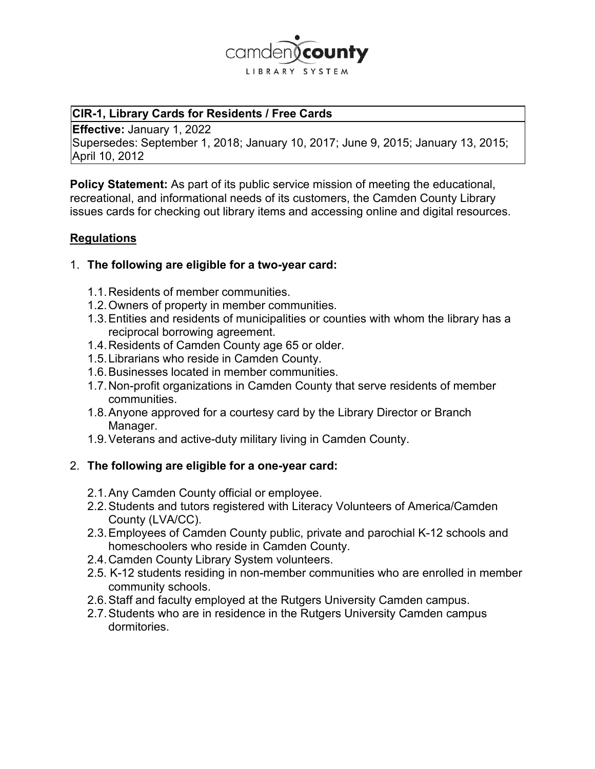camden county LIBRARY SYSTEM

| CIR-1, Library Cards for Residents / Free Cards |
|---|
| **Effective:** January 1, 2022<br>Supersedes: September 1, 2018; January 10, 2017; June 9, 2015; January 13, 2015; April 10, 2012 |

**Policy Statement:** As part of its public service mission of meeting the educational, recreational, and informational needs of its customers, the Camden County Library issues cards for checking out library items and accessing online and digital resources.

## Regulations

1. **The following are eligible for a two-year card:**

   1.1. Residents of member communities.
   1.2. Owners of property in member communities.
   1.3. Entities and residents of municipalities or counties with whom the library has a reciprocal borrowing agreement.
   1.4. Residents of Camden County age 65 or older.
   1.5. Librarians who reside in Camden County.
   1.6. Businesses located in member communities.
   1.7. Non-profit organizations in Camden County that serve residents of member communities.
   1.8. Anyone approved for a courtesy card by the Library Director or Branch Manager.
   1.9. Veterans and active-duty military living in Camden County.

2. **The following are eligible for a one-year card:**

   2.1. Any Camden County official or employee.
   2.2. Students and tutors registered with Literacy Volunteers of America/Camden County (LVA/CC).
   2.3. Employees of Camden County public, private and parochial K-12 schools and homeschoolers who reside in Camden County.
   2.4. Camden County Library System volunteers.
   2.5. K-12 students residing in non-member communities who are enrolled in member community schools.
   2.6. Staff and faculty employed at the Rutgers University Camden campus.
   2.7. Students who are in residence in the Rutgers University Camden campus dormitories.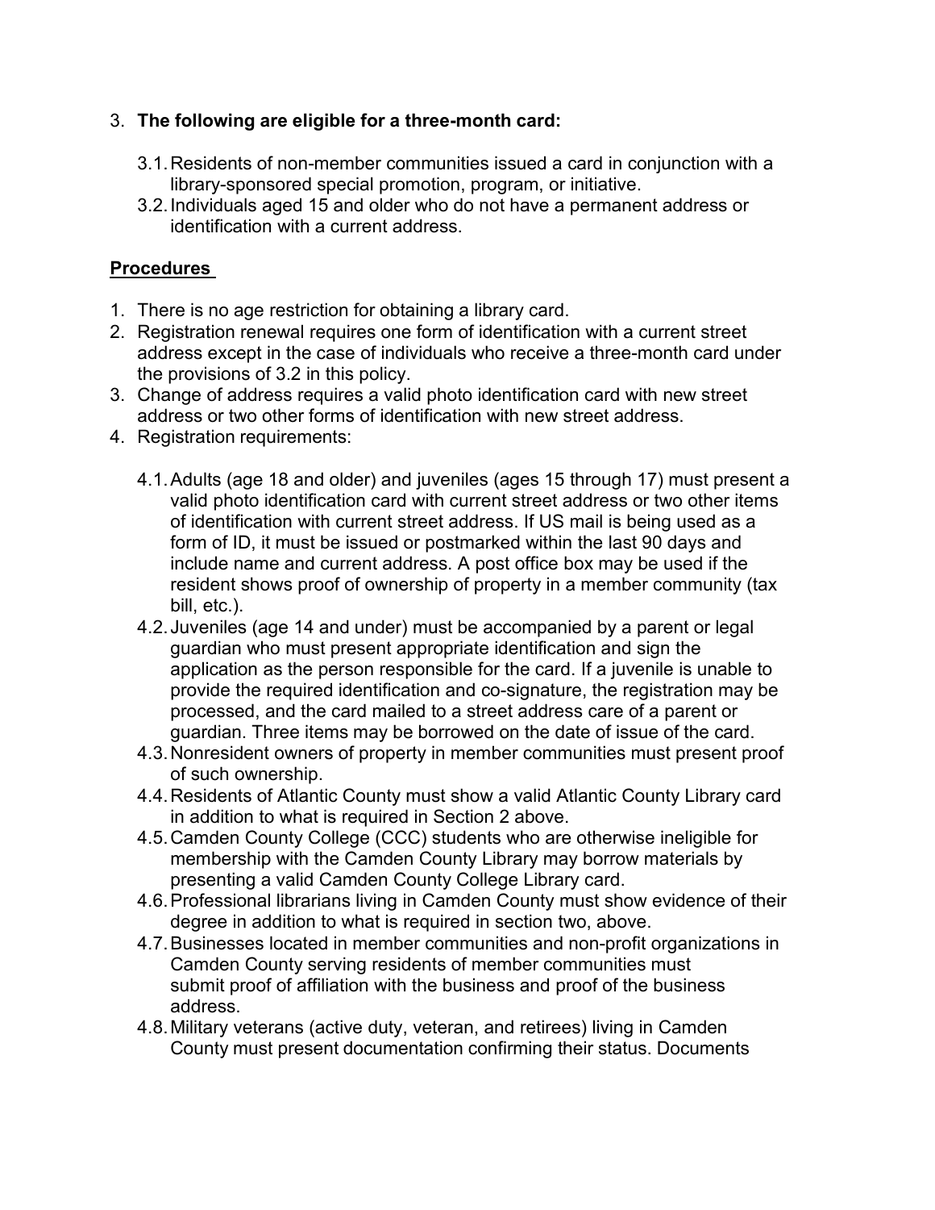3. **The following are eligible for a three-month card:**

    3.1. Residents of non-member communities issued a card in conjunction with a library-sponsored special promotion, program, or initiative.

    3.2. Individuals aged 15 and older who do not have a permanent address or identification with a current address.

**<u>Procedures</u>**

1. There is no age restriction for obtaining a library card.
2. Registration renewal requires one form of identification with a current street address except in the case of individuals who receive a three-month card under the provisions of 3.2 in this policy.
3. Change of address requires a valid photo identification card with new street address or two other forms of identification with new street address.
4. Registration requirements:

    4.1. Adults (age 18 and older) and juveniles (ages 15 through 17) must present a valid photo identification card with current street address or two other items of identification with current street address. If US mail is being used as a form of ID, it must be issued or postmarked within the last 90 days and include name and current address. A post office box may be used if the resident shows proof of ownership of property in a member community (tax bill, etc.).

    4.2. Juveniles (age 14 and under) must be accompanied by a parent or legal guardian who must present appropriate identification and sign the application as the person responsible for the card. If a juvenile is unable to provide the required identification and co-signature, the registration may be processed, and the card mailed to a street address care of a parent or guardian. Three items may be borrowed on the date of issue of the card.

    4.3. Nonresident owners of property in member communities must present proof of such ownership.

    4.4. Residents of Atlantic County must show a valid Atlantic County Library card in addition to what is required in Section 2 above.

    4.5. Camden County College (CCC) students who are otherwise ineligible for membership with the Camden County Library may borrow materials by presenting a valid Camden County College Library card.

    4.6. Professional librarians living in Camden County must show evidence of their degree in addition to what is required in section two, above.

    4.7. Businesses located in member communities and non-profit organizations in Camden County serving residents of member communities must submit proof of affiliation with the business and proof of the business address.

    4.8. Military veterans (active duty, veteran, and retirees) living in Camden County must present documentation confirming their status. Documents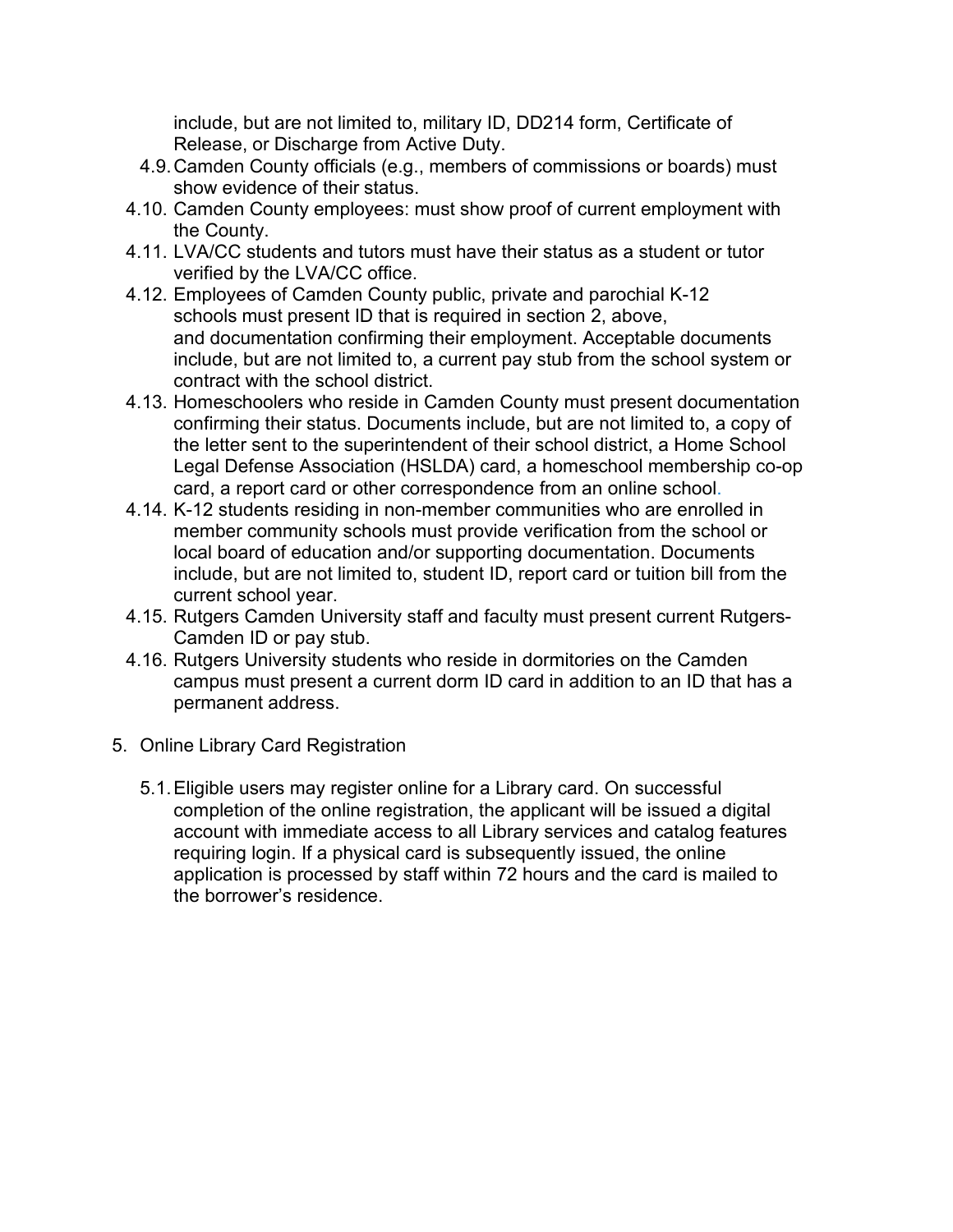include, but are not limited to, military ID, DD214 form, Certificate of Release, or Discharge from Active Duty.

4.9. Camden County officials (e.g., members of commissions or boards) must show evidence of their status.

4.10. Camden County employees: must show proof of current employment with the County.

4.11. LVA/CC students and tutors must have their status as a student or tutor verified by the LVA/CC office.

4.12. Employees of Camden County public, private and parochial K-12 schools must present ID that is required in section 2, above, and documentation confirming their employment. Acceptable documents include, but are not limited to, a current pay stub from the school system or contract with the school district.

4.13. Homeschoolers who reside in Camden County must present documentation confirming their status. Documents include, but are not limited to, a copy of the letter sent to the superintendent of their school district, a Home School Legal Defense Association (HSLDA) card, a homeschool membership co-op card, a report card or other correspondence from an online school.

4.14. K-12 students residing in non-member communities who are enrolled in member community schools must provide verification from the school or local board of education and/or supporting documentation. Documents include, but are not limited to, student ID, report card or tuition bill from the current school year.

4.15. Rutgers Camden University staff and faculty must present current Rutgers-Camden ID or pay stub.

4.16. Rutgers University students who reside in dormitories on the Camden campus must present a current dorm ID card in addition to an ID that has a permanent address.

5. Online Library Card Registration

5.1. Eligible users may register online for a Library card. On successful completion of the online registration, the applicant will be issued a digital account with immediate access to all Library services and catalog features requiring login. If a physical card is subsequently issued, the online application is processed by staff within 72 hours and the card is mailed to the borrower's residence.